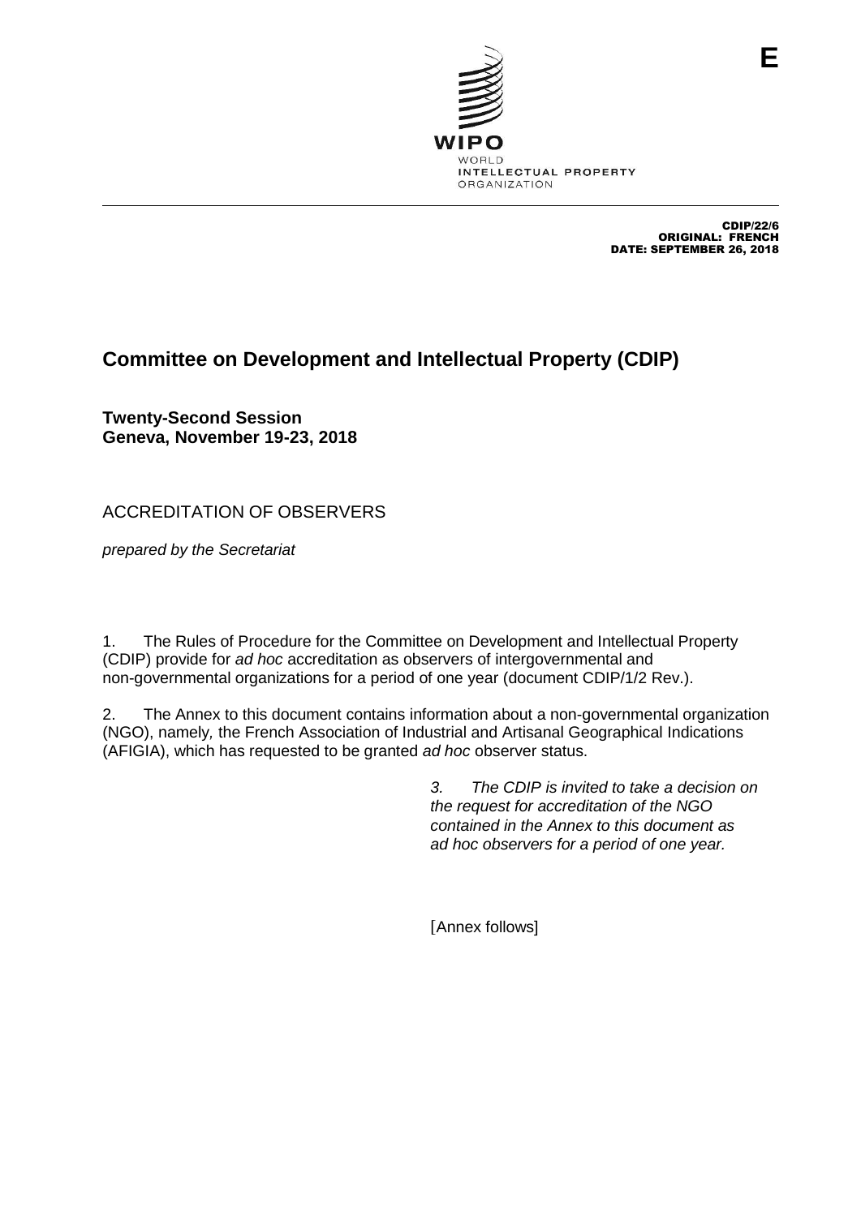E

CDIP/22/6
ORIGINAL: FRENCH
DATE: SEPTEMBER 26, 2018

# Committee on Development and Intellectual Property (CDIP)

**Twenty-Second Session**
**Geneva, November 19-23, 2018**

## ACCREDITATION OF OBSERVERS

*prepared by the Secretariat*

1. The Rules of Procedure for the Committee on Development and Intellectual Property (CDIP) provide for *ad hoc* accreditation as observers of intergovernmental and non-governmental organizations for a period of one year (document CDIP/1/2 Rev.).

2. The Annex to this document contains information about a non-governmental organization (NGO), namely, the French Association of Industrial and Artisanal Geographical Indications (AFIGIA), which has requested to be granted *ad hoc* observer status.

*3. The CDIP is invited to take a decision on the request for accreditation of the NGO contained in the Annex to this document as ad hoc observers for a period of one year.*

[Annex follows]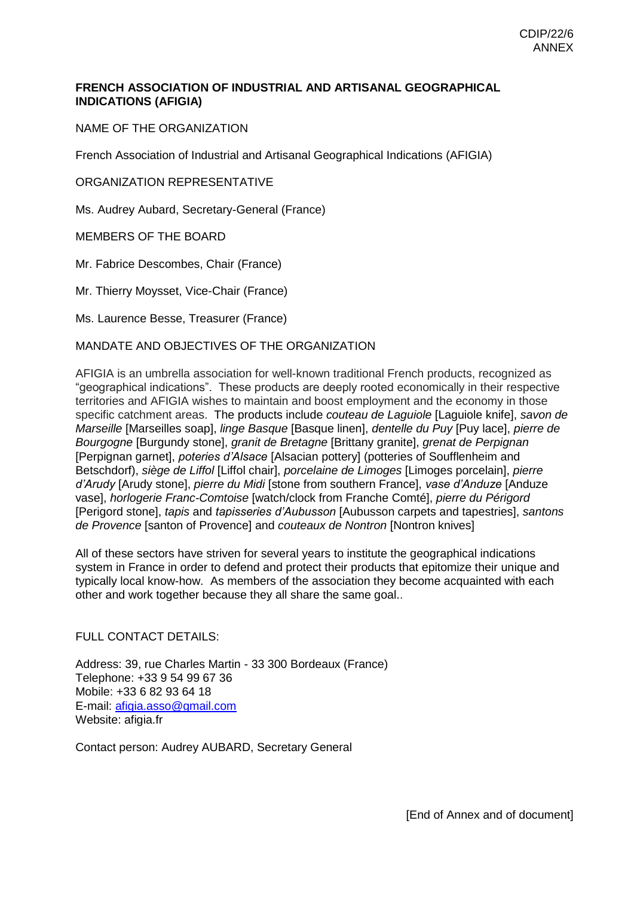**FRENCH ASSOCIATION OF INDUSTRIAL AND ARTISANAL GEOGRAPHICAL INDICATIONS (AFIGIA)**

NAME OF THE ORGANIZATION

French Association of Industrial and Artisanal Geographical Indications (AFIGIA)

ORGANIZATION REPRESENTATIVE

Ms. Audrey Aubard, Secretary-General (France)

MEMBERS OF THE BOARD

Mr. Fabrice Descombes, Chair (France)

Mr. Thierry Moysset, Vice-Chair (France)

Ms. Laurence Besse, Treasurer (France)

MANDATE AND OBJECTIVES OF THE ORGANIZATION

AFIGIA is an umbrella association for well-known traditional French products, recognized as "geographical indications". These products are deeply rooted economically in their respective territories and AFIGIA wishes to maintain and boost employment and the economy in those specific catchment areas. The products include *couteau de Laguiole* [Laguiole knife], *savon de Marseille* [Marseilles soap], *linge Basque* [Basque linen], *dentelle du Puy* [Puy lace], *pierre de Bourgogne* [Burgundy stone], *granit de Bretagne* [Brittany granite], *grenat de Perpignan* [Perpignan garnet], *poteries d'Alsace* [Alsacian pottery] (potteries of Soufflenheim and Betschdorf), *siège de Liffol* [Liffol chair], *porcelaine de Limoges* [Limoges porcelain], *pierre d'Arudy* [Arudy stone], *pierre du Midi* [stone from southern France], *vase d'Anduze* [Anduze vase], *horlogerie Franc-Comtoise* [watch/clock from Franche Comté], *pierre du Périgord* [Perigord stone], *tapis* and *tapisseries d'Aubusson* [Aubusson carpets and tapestries], *santons de Provence* [santon of Provence] and *couteaux de Nontron* [Nontron knives]

All of these sectors have striven for several years to institute the geographical indications system in France in order to defend and protect their products that epitomize their unique and typically local know-how. As members of the association they become acquainted with each other and work together because they all share the same goal..

FULL CONTACT DETAILS:

Address: 39, rue Charles Martin - 33 300 Bordeaux (France)
Telephone: +33 9 54 99 67 36
Mobile: +33 6 82 93 64 18
E-mail: afigia.asso@gmail.com
Website: afigia.fr

Contact person: Audrey AUBARD, Secretary General

[End of Annex and of document]